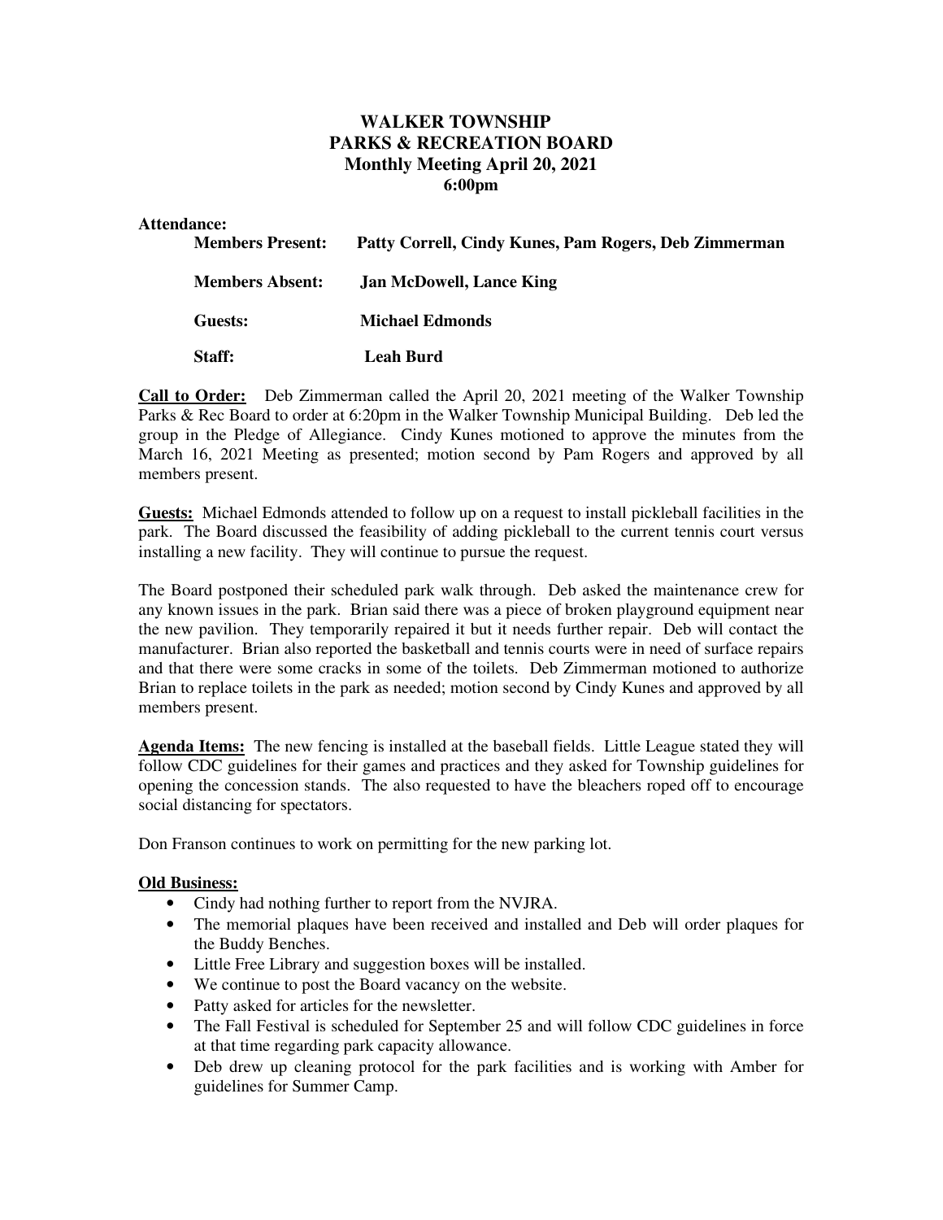# WALKER TOWNSHIP
## PARKS & RECREATION BOARD
### Monthly Meeting April 20, 2021
### 6:00pm

**Attendance:**

**Members Present:** **Patty Correll, Cindy Kunes, Pam Rogers, Deb Zimmerman**

**Members Absent:** **Jan McDowell, Lance King**

**Guests:** **Michael Edmonds**

**Staff:** **Leah Burd**

**Call to Order:** Deb Zimmerman called the April 20, 2021 meeting of the Walker Township Parks & Rec Board to order at 6:20pm in the Walker Township Municipal Building. Deb led the group in the Pledge of Allegiance. Cindy Kunes motioned to approve the minutes from the March 16, 2021 Meeting as presented; motion second by Pam Rogers and approved by all members present.

**Guests:** Michael Edmonds attended to follow up on a request to install pickleball facilities in the park. The Board discussed the feasibility of adding pickleball to the current tennis court versus installing a new facility. They will continue to pursue the request.

The Board postponed their scheduled park walk through. Deb asked the maintenance crew for any known issues in the park. Brian said there was a piece of broken playground equipment near the new pavilion. They temporarily repaired it but it needs further repair. Deb will contact the manufacturer. Brian also reported the basketball and tennis courts were in need of surface repairs and that there were some cracks in some of the toilets. Deb Zimmerman motioned to authorize Brian to replace toilets in the park as needed; motion second by Cindy Kunes and approved by all members present.

**Agenda Items:** The new fencing is installed at the baseball fields. Little League stated they will follow CDC guidelines for their games and practices and they asked for Township guidelines for opening the concession stands. The also requested to have the bleachers roped off to encourage social distancing for spectators.

Don Franson continues to work on permitting for the new parking lot.

**Old Business:**

- Cindy had nothing further to report from the NVJRA.
- The memorial plaques have been received and installed and Deb will order plaques for the Buddy Benches.
- Little Free Library and suggestion boxes will be installed.
- We continue to post the Board vacancy on the website.
- Patty asked for articles for the newsletter.
- The Fall Festival is scheduled for September 25 and will follow CDC guidelines in force at that time regarding park capacity allowance.
- Deb drew up cleaning protocol for the park facilities and is working with Amber for guidelines for Summer Camp.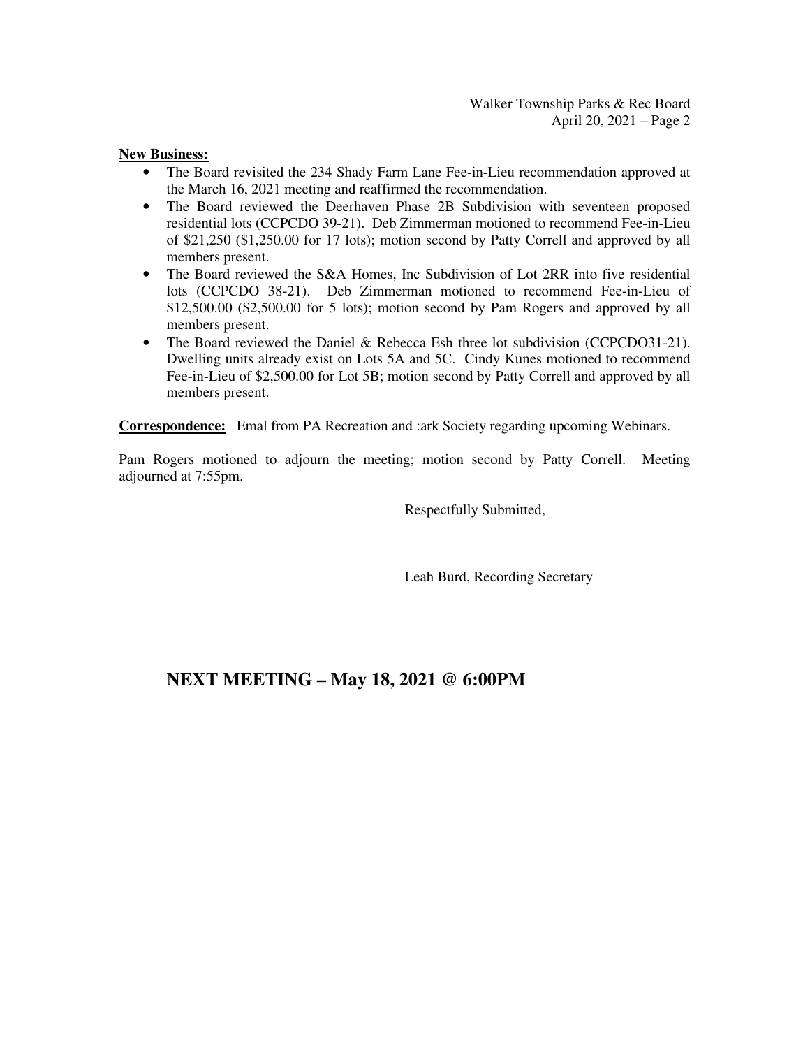**New Business:**

- The Board revisited the 234 Shady Farm Lane Fee-in-Lieu recommendation approved at the March 16, 2021 meeting and reaffirmed the recommendation.
- The Board reviewed the Deerhaven Phase 2B Subdivision with seventeen proposed residential lots (CCPCDO 39-21). Deb Zimmerman motioned to recommend Fee-in-Lieu of $21,250 ($1,250.00 for 17 lots); motion second by Patty Correll and approved by all members present.
- The Board reviewed the S&A Homes, Inc Subdivision of Lot 2RR into five residential lots (CCPCDO 38-21). Deb Zimmerman motioned to recommend Fee-in-Lieu of $12,500.00 ($2,500.00 for 5 lots); motion second by Pam Rogers and approved by all members present.
- The Board reviewed the Daniel & Rebecca Esh three lot subdivision (CCPCDO31-21). Dwelling units already exist on Lots 5A and 5C. Cindy Kunes motioned to recommend Fee-in-Lieu of $2,500.00 for Lot 5B; motion second by Patty Correll and approved by all members present.

**Correspondence:** Emal from PA Recreation and :ark Society regarding upcoming Webinars.

Pam Rogers motioned to adjourn the meeting; motion second by Patty Correll. Meeting adjourned at 7:55pm.

Respectfully Submitted,

Leah Burd, Recording Secretary

## NEXT MEETING – May 18, 2021 @ 6:00PM